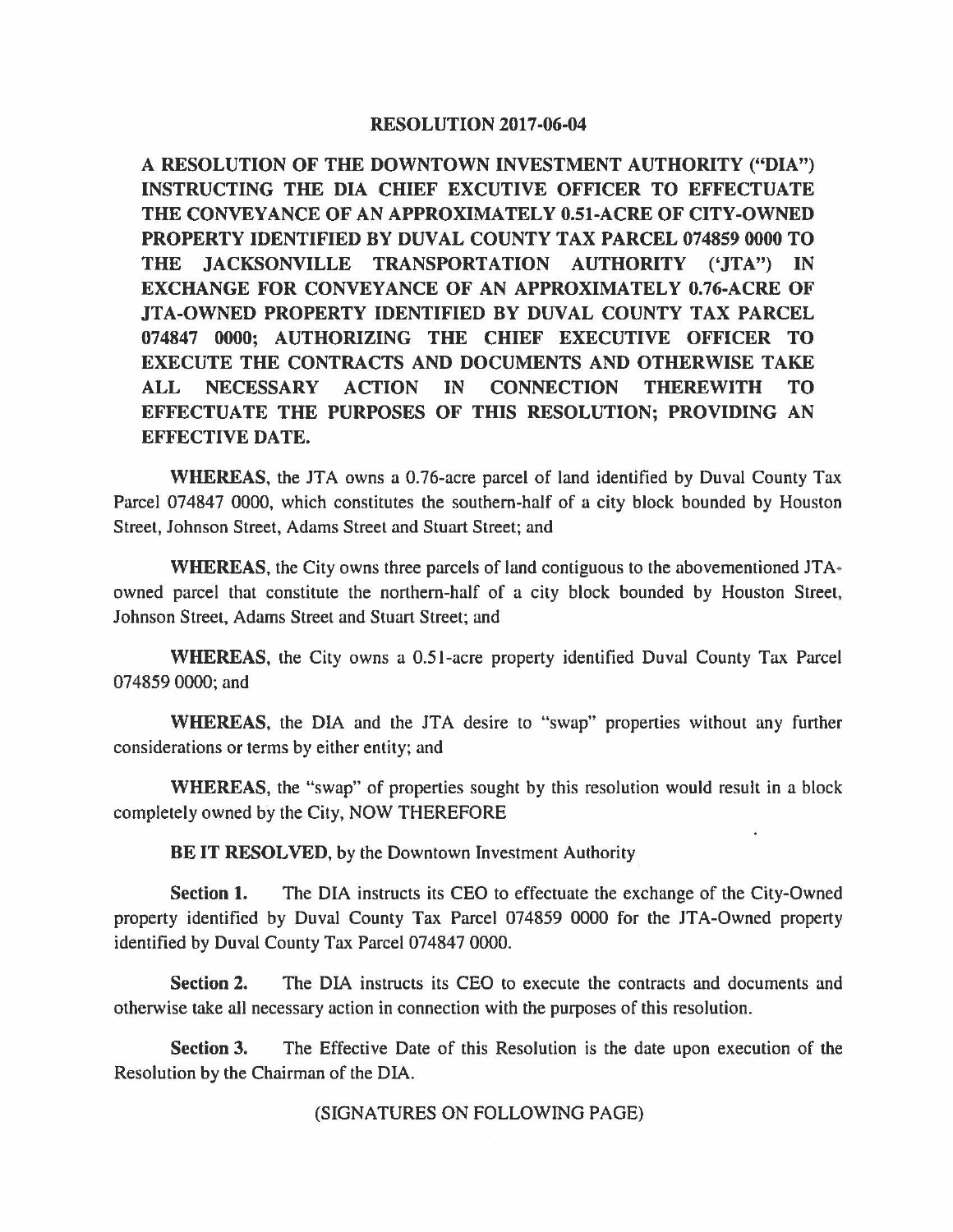# RESOLUTION 2017-06-04

**A RESOLUTION OF THE DOWNTOWN INVESTMENT AUTHORITY ("DIA") INSTRUCTING THE DIA CHIEF EXCUTIVE OFFICER TO EFFECTUATE THE CONVEYANCE OF AN APPROXIMATELY 0.51-ACRE OF CITY-OWNED PROPERTY IDENTIFIED BY DUVAL COUNTY TAX PARCEL 074859 0000 TO THE JACKSONVILLE TRANSPORTATION AUTHORITY ('JTA") IN EXCHANGE FOR CONVEYANCE OF AN APPROXIMATELY 0.76-ACRE OF JTA-OWNED PROPERTY IDENTIFIED BY DUVAL COUNTY TAX PARCEL 074847 0000; AUTHORIZING THE CHIEF EXECUTIVE OFFICER TO EXECUTE THE CONTRACTS AND DOCUMENTS AND OTHERWISE TAKE ALL NECESSARY ACTION IN CONNECTION THEREWITH TO EFFECTUATE THE PURPOSES OF THIS RESOLUTION; PROVIDING AN EFFECTIVE DATE.**

**WHEREAS**, the JTA owns a 0.76-acre parcel of land identified by Duval County Tax Parcel 074847 0000, which constitutes the southern-half of a city block bounded by Houston Street, Johnson Street, Adams Street and Stuart Street; and

**WHEREAS**, the City owns three parcels of land contiguous to the abovementioned JTA-owned parcel that constitute the northern-half of a city block bounded by Houston Street, Johnson Street, Adams Street and Stuart Street; and

**WHEREAS**, the City owns a 0.51-acre property identified Duval County Tax Parcel 074859 0000; and

**WHEREAS**, the DIA and the JTA desire to "swap" properties without any further considerations or terms by either entity; and

**WHEREAS**, the "swap" of properties sought by this resolution would result in a block completely owned by the City, NOW THEREFORE

**BE IT RESOLVED**, by the Downtown Investment Authority

**Section 1.** The DIA instructs its CEO to effectuate the exchange of the City-Owned property identified by Duval County Tax Parcel 074859 0000 for the JTA-Owned property identified by Duval County Tax Parcel 074847 0000.

**Section 2.** The DIA instructs its CEO to execute the contracts and documents and otherwise take all necessary action in connection with the purposes of this resolution.

**Section 3.** The Effective Date of this Resolution is the date upon execution of the Resolution by the Chairman of the DIA.

(SIGNATURES ON FOLLOWING PAGE)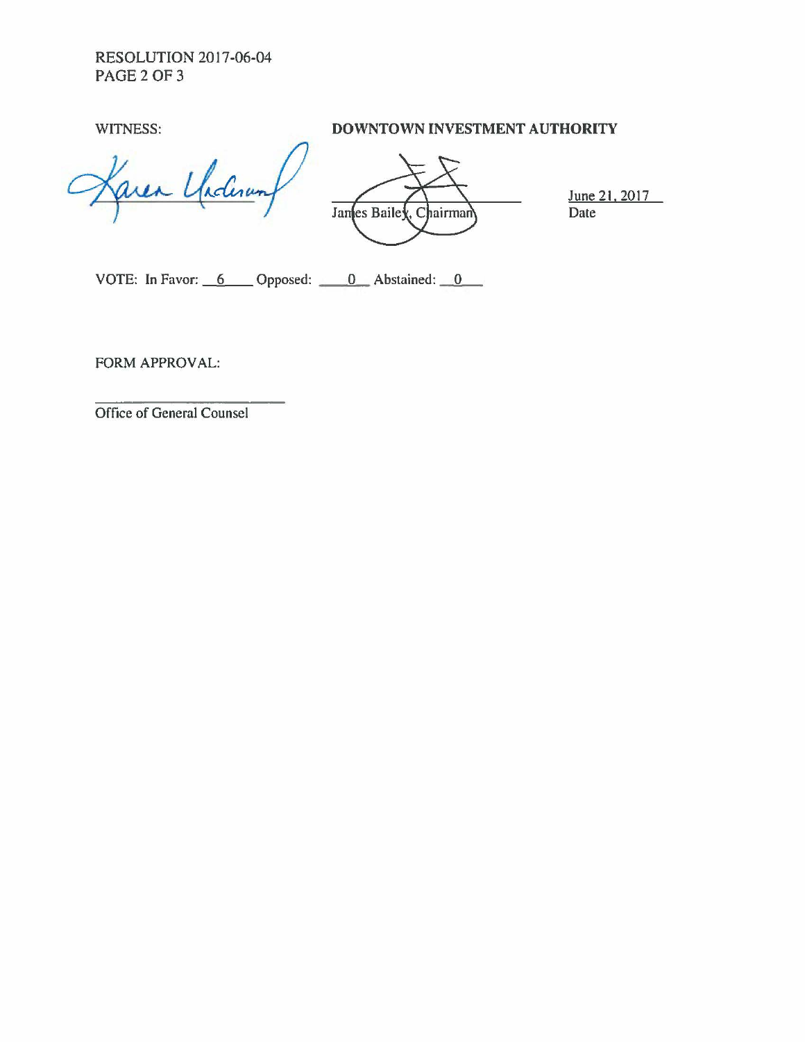RESOLUTION 2017-06-04
PAGE 2 OF 3

WITNESS:

**DOWNTOWN INVESTMENT AUTHORITY**

James Bailey, Chairman

June 21, 2017
Date

VOTE: In Favor: 6 Opposed: 0 Abstained: 0

FORM APPROVAL:

Office of General Counsel